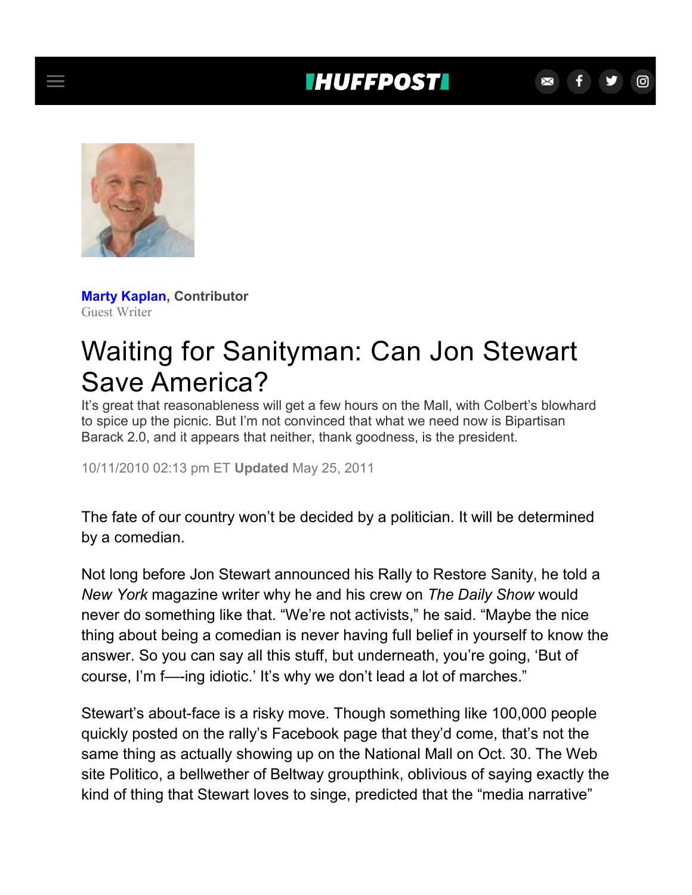**Marty Kaplan**, **Contributor**
Guest Writer

# Waiting for Sanityman: Can Jon Stewart Save America?

It's great that reasonableness will get a few hours on the Mall, with Colbert's blowhard to spice up the picnic. But I'm not convinced that what we need now is Bipartisan Barack 2.0, and it appears that neither, thank goodness, is the president.

10/11/2010 02:13 pm ET **Updated** May 25, 2011

The fate of our country won't be decided by a politician. It will be determined by a comedian.

Not long before Jon Stewart announced his Rally to Restore Sanity, he told a *New York* magazine writer why he and his crew on *The Daily Show* would never do something like that. "We're not activists," he said. "Maybe the nice thing about being a comedian is never having full belief in yourself to know the answer. So you can say all this stuff, but underneath, you're going, 'But of course, I'm f—-ing idiotic.' It's why we don't lead a lot of marches."

Stewart's about-face is a risky move. Though something like 100,000 people quickly posted on the rally's Facebook page that they'd come, that's not the same thing as actually showing up on the National Mall on Oct. 30. The Web site Politico, a bellwether of Beltway groupthink, oblivious of saying exactly the kind of thing that Stewart loves to singe, predicted that the "media narrative"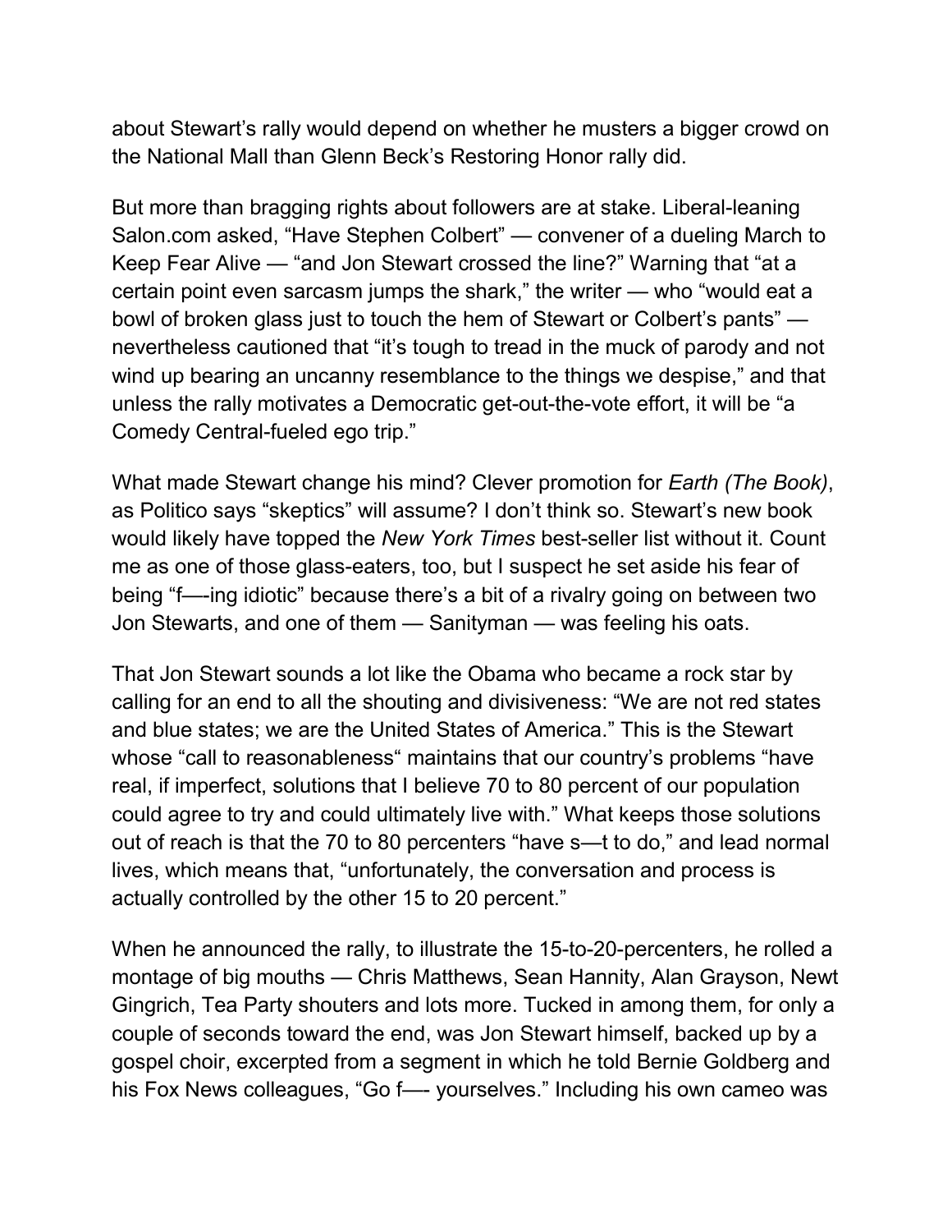about Stewart's rally would depend on whether he musters a bigger crowd on the National Mall than Glenn Beck's Restoring Honor rally did.

But more than bragging rights about followers are at stake. Liberal-leaning Salon.com asked, "Have Stephen Colbert" — convener of a dueling March to Keep Fear Alive — "and Jon Stewart crossed the line?" Warning that "at a certain point even sarcasm jumps the shark," the writer — who "would eat a bowl of broken glass just to touch the hem of Stewart or Colbert's pants" — nevertheless cautioned that "it's tough to tread in the muck of parody and not wind up bearing an uncanny resemblance to the things we despise," and that unless the rally motivates a Democratic get-out-the-vote effort, it will be "a Comedy Central-fueled ego trip."

What made Stewart change his mind? Clever promotion for *Earth (The Book)*, as Politico says "skeptics" will assume? I don't think so. Stewart's new book would likely have topped the *New York Times* best-seller list without it. Count me as one of those glass-eaters, too, but I suspect he set aside his fear of being "f—-ing idiotic" because there's a bit of a rivalry going on between two Jon Stewarts, and one of them — Sanityman — was feeling his oats.

That Jon Stewart sounds a lot like the Obama who became a rock star by calling for an end to all the shouting and divisiveness: "We are not red states and blue states; we are the United States of America." This is the Stewart whose "call to reasonableness" maintains that our country's problems "have real, if imperfect, solutions that I believe 70 to 80 percent of our population could agree to try and could ultimately live with." What keeps those solutions out of reach is that the 70 to 80 percenters "have s—t to do," and lead normal lives, which means that, "unfortunately, the conversation and process is actually controlled by the other 15 to 20 percent."

When he announced the rally, to illustrate the 15-to-20-percenters, he rolled a montage of big mouths — Chris Matthews, Sean Hannity, Alan Grayson, Newt Gingrich, Tea Party shouters and lots more. Tucked in among them, for only a couple of seconds toward the end, was Jon Stewart himself, backed up by a gospel choir, excerpted from a segment in which he told Bernie Goldberg and his Fox News colleagues, "Go f—- yourselves." Including his own cameo was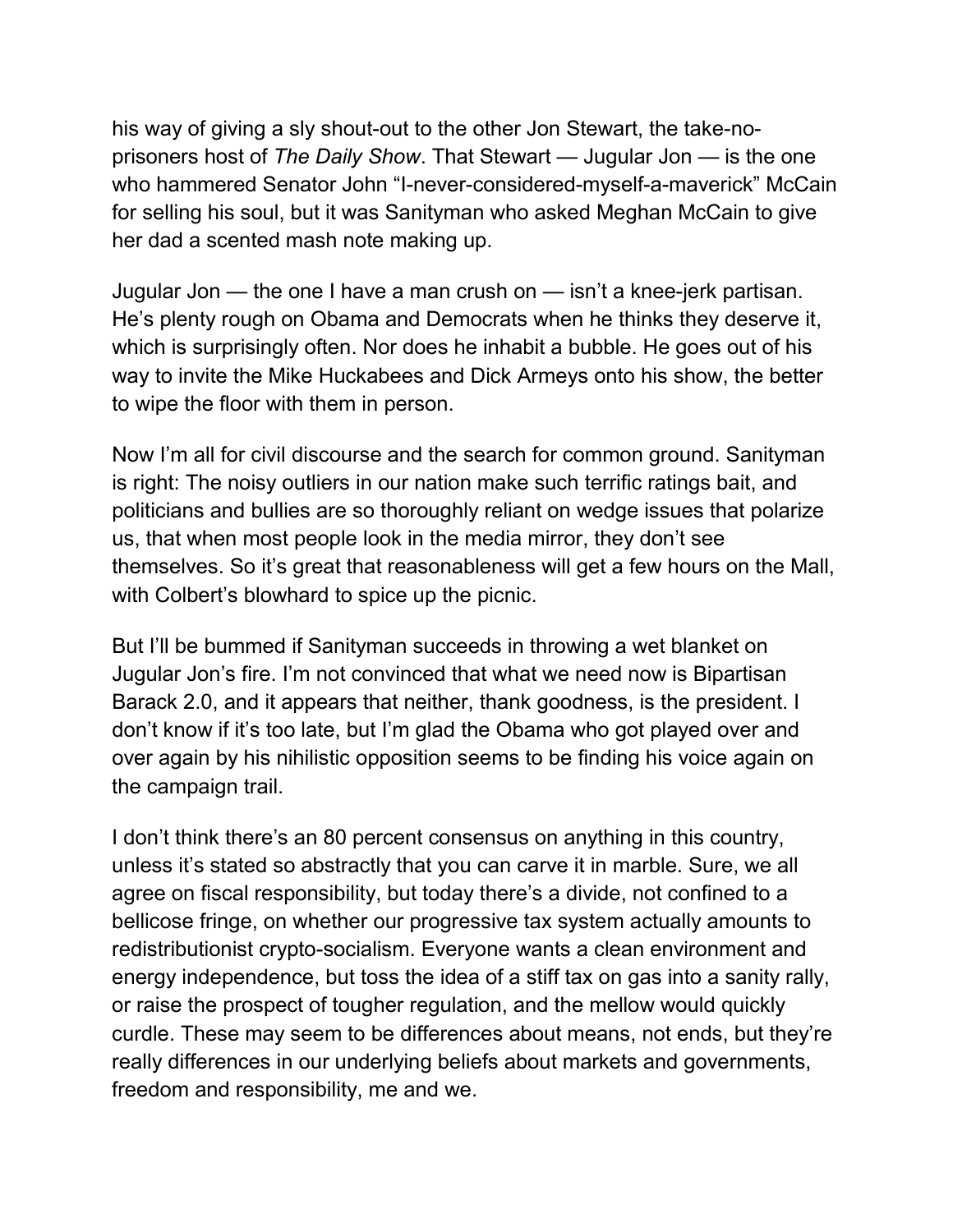his way of giving a sly shout-out to the other Jon Stewart, the take-no-prisoners host of *The Daily Show*. That Stewart — Jugular Jon — is the one who hammered Senator John "I-never-considered-myself-a-maverick" McCain for selling his soul, but it was Sanityman who asked Meghan McCain to give her dad a scented mash note making up.

Jugular Jon — the one I have a man crush on — isn't a knee-jerk partisan. He's plenty rough on Obama and Democrats when he thinks they deserve it, which is surprisingly often. Nor does he inhabit a bubble. He goes out of his way to invite the Mike Huckabees and Dick Armeys onto his show, the better to wipe the floor with them in person.

Now I'm all for civil discourse and the search for common ground. Sanityman is right: The noisy outliers in our nation make such terrific ratings bait, and politicians and bullies are so thoroughly reliant on wedge issues that polarize us, that when most people look in the media mirror, they don't see themselves. So it's great that reasonableness will get a few hours on the Mall, with Colbert's blowhard to spice up the picnic.

But I'll be bummed if Sanityman succeeds in throwing a wet blanket on Jugular Jon's fire. I'm not convinced that what we need now is Bipartisan Barack 2.0, and it appears that neither, thank goodness, is the president. I don't know if it's too late, but I'm glad the Obama who got played over and over again by his nihilistic opposition seems to be finding his voice again on the campaign trail.

I don't think there's an 80 percent consensus on anything in this country, unless it's stated so abstractly that you can carve it in marble. Sure, we all agree on fiscal responsibility, but today there's a divide, not confined to a bellicose fringe, on whether our progressive tax system actually amounts to redistributionist crypto-socialism. Everyone wants a clean environment and energy independence, but toss the idea of a stiff tax on gas into a sanity rally, or raise the prospect of tougher regulation, and the mellow would quickly curdle. These may seem to be differences about means, not ends, but they're really differences in our underlying beliefs about markets and governments, freedom and responsibility, me and we.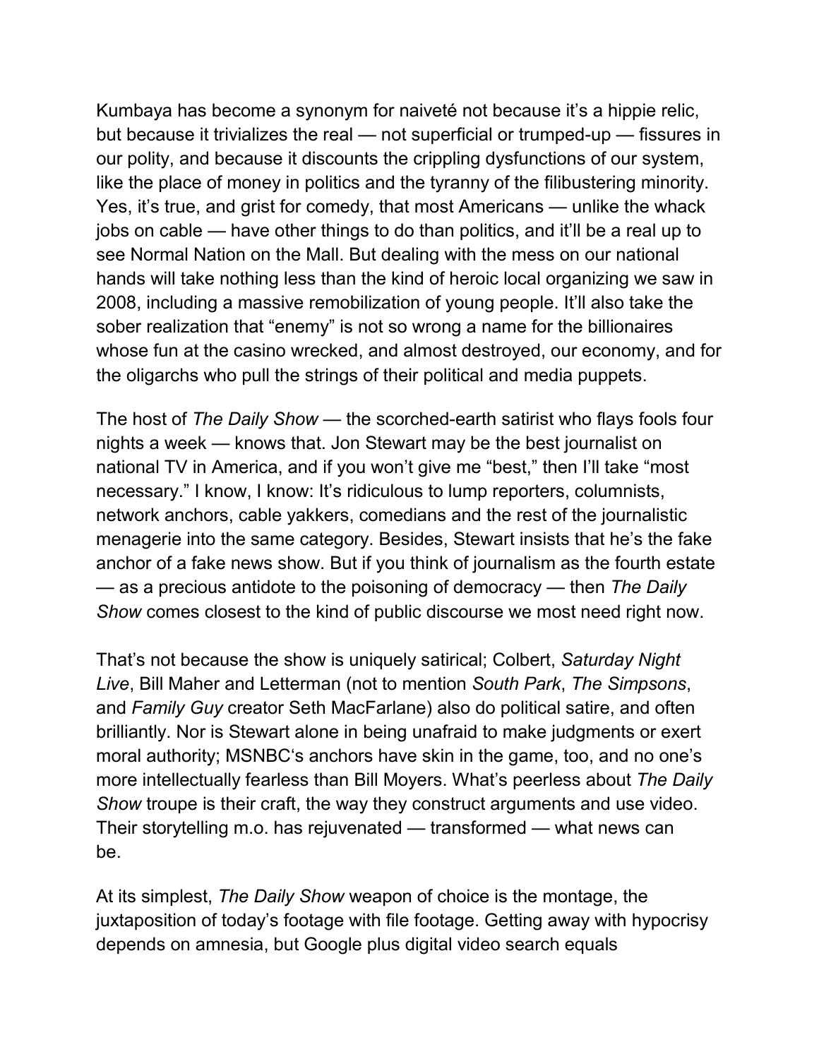Kumbaya has become a synonym for naiveté not because it's a hippie relic, but because it trivializes the real — not superficial or trumped-up — fissures in our polity, and because it discounts the crippling dysfunctions of our system, like the place of money in politics and the tyranny of the filibustering minority. Yes, it's true, and grist for comedy, that most Americans — unlike the whack jobs on cable — have other things to do than politics, and it'll be a real up to see Normal Nation on the Mall. But dealing with the mess on our national hands will take nothing less than the kind of heroic local organizing we saw in 2008, including a massive remobilization of young people. It'll also take the sober realization that "enemy" is not so wrong a name for the billionaires whose fun at the casino wrecked, and almost destroyed, our economy, and for the oligarchs who pull the strings of their political and media puppets.

The host of *The Daily Show* — the scorched-earth satirist who flays fools four nights a week — knows that. Jon Stewart may be the best journalist on national TV in America, and if you won't give me "best," then I'll take "most necessary." I know, I know: It's ridiculous to lump reporters, columnists, network anchors, cable yakkers, comedians and the rest of the journalistic menagerie into the same category. Besides, Stewart insists that he's the fake anchor of a fake news show. But if you think of journalism as the fourth estate — as a precious antidote to the poisoning of democracy — then *The Daily Show* comes closest to the kind of public discourse we most need right now.

That's not because the show is uniquely satirical; Colbert, *Saturday Night Live*, Bill Maher and Letterman (not to mention *South Park*, *The Simpsons*, and *Family Guy* creator Seth MacFarlane) also do political satire, and often brilliantly. Nor is Stewart alone in being unafraid to make judgments or exert moral authority; MSNBC's anchors have skin in the game, too, and no one's more intellectually fearless than Bill Moyers. What's peerless about *The Daily Show* troupe is their craft, the way they construct arguments and use video. Their storytelling m.o. has rejuvenated — transformed — what news can be.

At its simplest, *The Daily Show* weapon of choice is the montage, the juxtaposition of today's footage with file footage. Getting away with hypocrisy depends on amnesia, but Google plus digital video search equals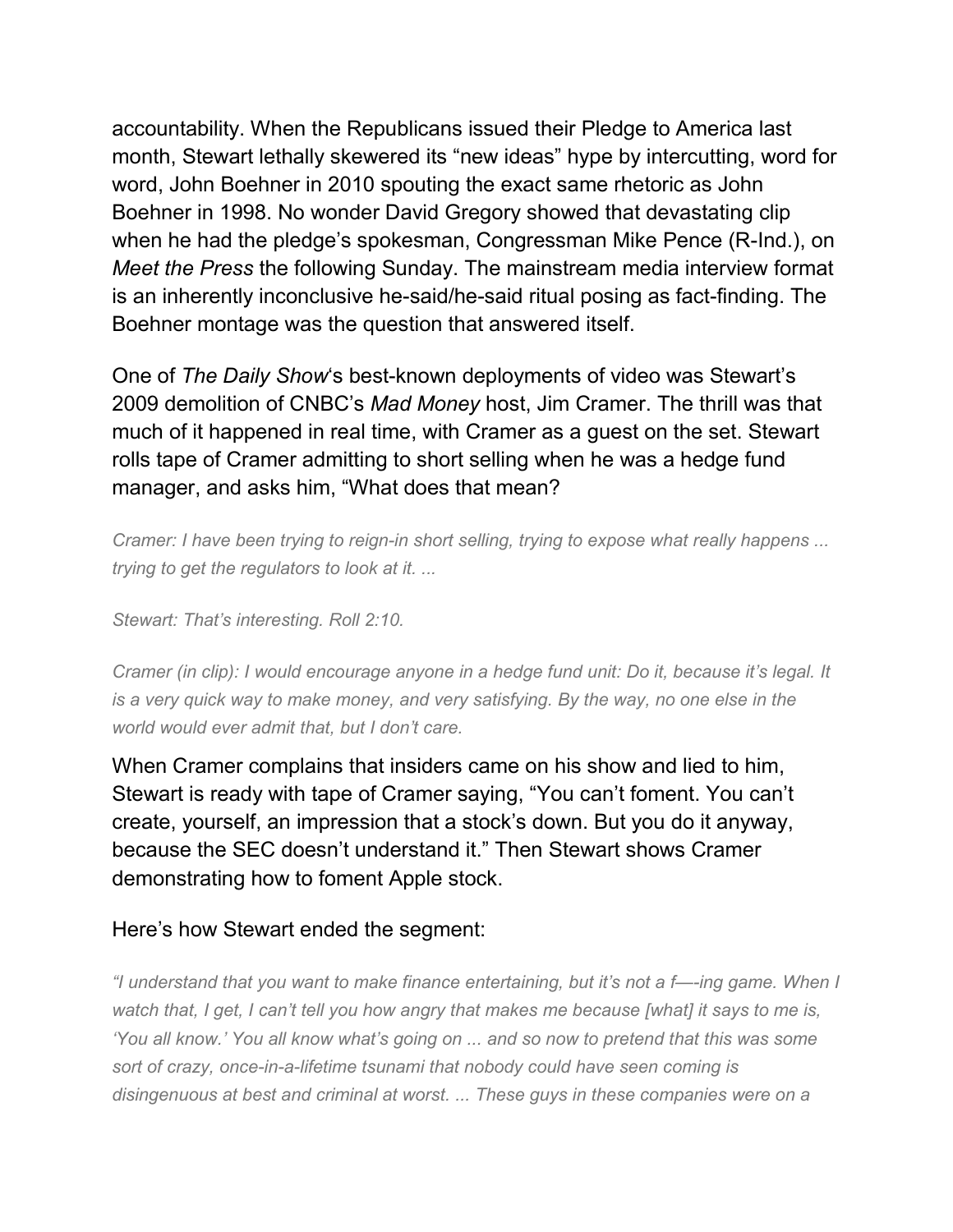accountability. When the Republicans issued their Pledge to America last month, Stewart lethally skewered its "new ideas" hype by intercutting, word for word, John Boehner in 2010 spouting the exact same rhetoric as John Boehner in 1998. No wonder David Gregory showed that devastating clip when he had the pledge's spokesman, Congressman Mike Pence (R-Ind.), on *Meet the Press* the following Sunday. The mainstream media interview format is an inherently inconclusive he-said/he-said ritual posing as fact-finding. The Boehner montage was the question that answered itself.

One of *The Daily Show*'s best-known deployments of video was Stewart's 2009 demolition of CNBC's *Mad Money* host, Jim Cramer. The thrill was that much of it happened in real time, with Cramer as a guest on the set. Stewart rolls tape of Cramer admitting to short selling when he was a hedge fund manager, and asks him, "What does that mean?

*Cramer: I have been trying to reign-in short selling, trying to expose what really happens ... trying to get the regulators to look at it. ...*

*Stewart: That's interesting. Roll 2:10.*

*Cramer (in clip): I would encourage anyone in a hedge fund unit: Do it, because it's legal. It is a very quick way to make money, and very satisfying. By the way, no one else in the world would ever admit that, but I don't care.*

When Cramer complains that insiders came on his show and lied to him, Stewart is ready with tape of Cramer saying, "You can't foment. You can't create, yourself, an impression that a stock's down. But you do it anyway, because the SEC doesn't understand it." Then Stewart shows Cramer demonstrating how to foment Apple stock.

Here's how Stewart ended the segment:

*"I understand that you want to make finance entertaining, but it's not a f—-ing game. When I watch that, I get, I can't tell you how angry that makes me because [what] it says to me is, 'You all know.' You all know what's going on ... and so now to pretend that this was some sort of crazy, once-in-a-lifetime tsunami that nobody could have seen coming is disingenuous at best and criminal at worst. ... These guys in these companies were on a*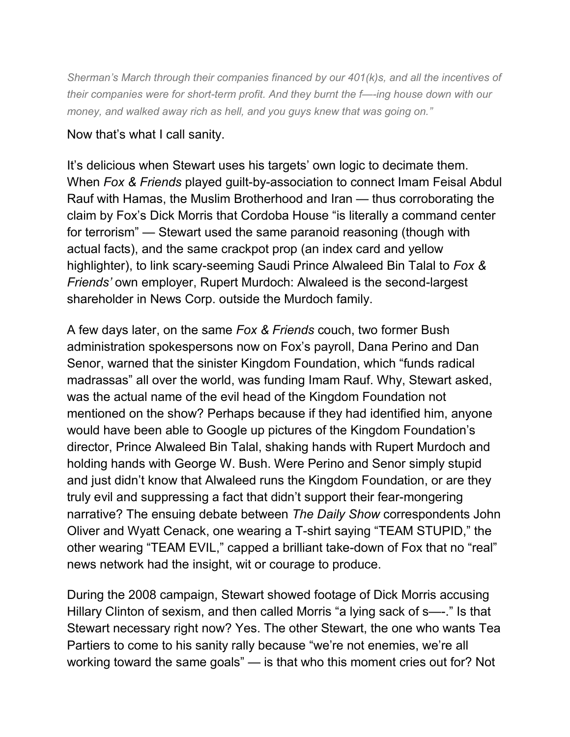*Sherman's March through their companies financed by our 401(k)s, and all the incentives of their companies were for short-term profit. And they burnt the f—-ing house down with our money, and walked away rich as hell, and you guys knew that was going on."*

Now that's what I call sanity.

It's delicious when Stewart uses his targets' own logic to decimate them. When *Fox & Friends* played guilt-by-association to connect Imam Feisal Abdul Rauf with Hamas, the Muslim Brotherhood and Iran — thus corroborating the claim by Fox's Dick Morris that Cordoba House "is literally a command center for terrorism" — Stewart used the same paranoid reasoning (though with actual facts), and the same crackpot prop (an index card and yellow highlighter), to link scary-seeming Saudi Prince Alwaleed Bin Talal to *Fox & Friends'* own employer, Rupert Murdoch: Alwaleed is the second-largest shareholder in News Corp. outside the Murdoch family.

A few days later, on the same *Fox & Friends* couch, two former Bush administration spokespersons now on Fox's payroll, Dana Perino and Dan Senor, warned that the sinister Kingdom Foundation, which "funds radical madrassas" all over the world, was funding Imam Rauf. Why, Stewart asked, was the actual name of the evil head of the Kingdom Foundation not mentioned on the show? Perhaps because if they had identified him, anyone would have been able to Google up pictures of the Kingdom Foundation's director, Prince Alwaleed Bin Talal, shaking hands with Rupert Murdoch and holding hands with George W. Bush. Were Perino and Senor simply stupid and just didn't know that Alwaleed runs the Kingdom Foundation, or are they truly evil and suppressing a fact that didn't support their fear-mongering narrative? The ensuing debate between *The Daily Show* correspondents John Oliver and Wyatt Cenack, one wearing a T-shirt saying "TEAM STUPID," the other wearing "TEAM EVIL," capped a brilliant take-down of Fox that no "real" news network had the insight, wit or courage to produce.

During the 2008 campaign, Stewart showed footage of Dick Morris accusing Hillary Clinton of sexism, and then called Morris "a lying sack of s—-." Is that Stewart necessary right now? Yes. The other Stewart, the one who wants Tea Partiers to come to his sanity rally because "we're not enemies, we're all working toward the same goals" — is that who this moment cries out for? Not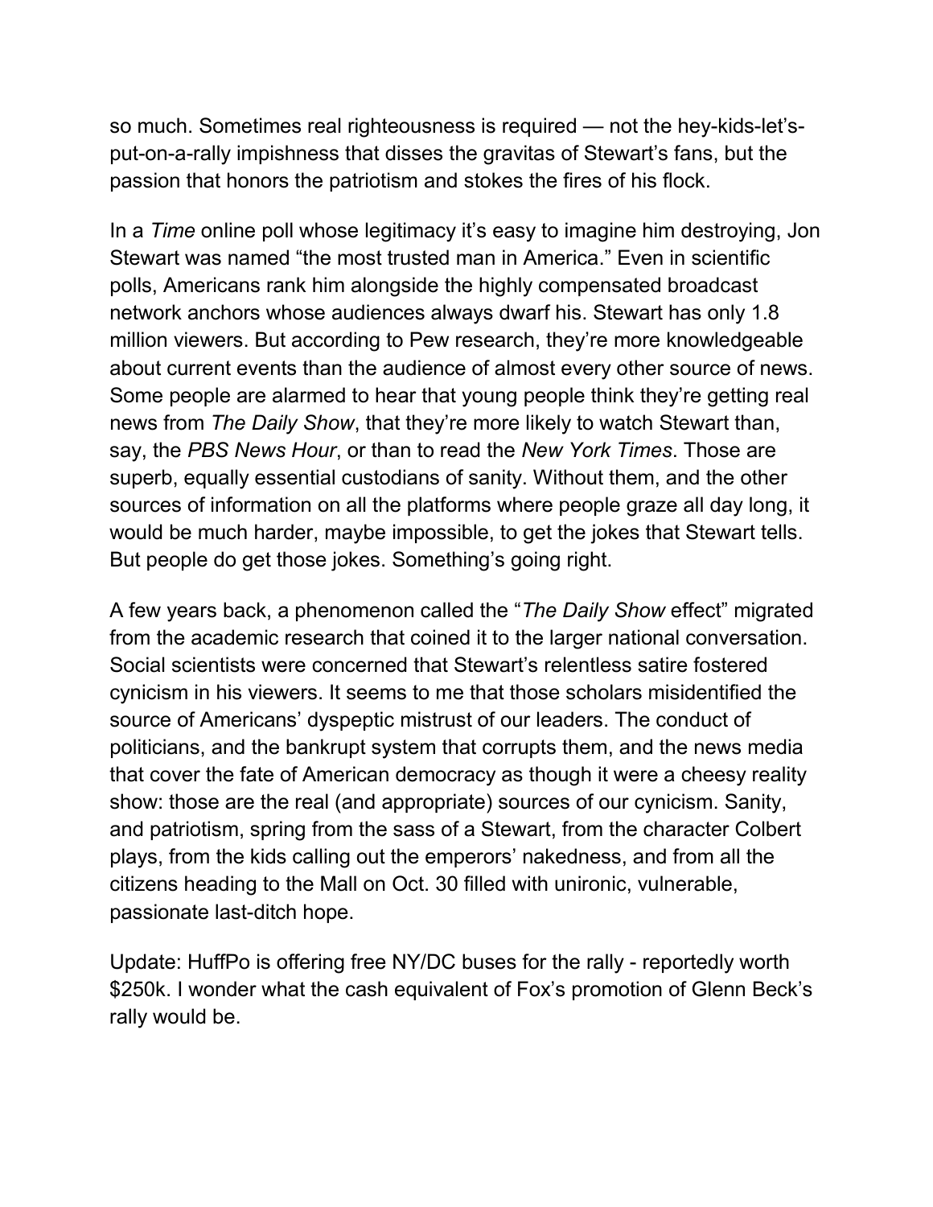so much. Sometimes real righteousness is required — not the hey-kids-let's-put-on-a-rally impishness that disses the gravitas of Stewart's fans, but the passion that honors the patriotism and stokes the fires of his flock.

In a *Time* online poll whose legitimacy it's easy to imagine him destroying, Jon Stewart was named "the most trusted man in America." Even in scientific polls, Americans rank him alongside the highly compensated broadcast network anchors whose audiences always dwarf his. Stewart has only 1.8 million viewers. But according to Pew research, they're more knowledgeable about current events than the audience of almost every other source of news. Some people are alarmed to hear that young people think they're getting real news from *The Daily Show*, that they're more likely to watch Stewart than, say, the *PBS News Hour*, or than to read the *New York Times*. Those are superb, equally essential custodians of sanity. Without them, and the other sources of information on all the platforms where people graze all day long, it would be much harder, maybe impossible, to get the jokes that Stewart tells. But people do get those jokes. Something's going right.

A few years back, a phenomenon called the "*The Daily Show* effect" migrated from the academic research that coined it to the larger national conversation. Social scientists were concerned that Stewart's relentless satire fostered cynicism in his viewers. It seems to me that those scholars misidentified the source of Americans' dyspeptic mistrust of our leaders. The conduct of politicians, and the bankrupt system that corrupts them, and the news media that cover the fate of American democracy as though it were a cheesy reality show: those are the real (and appropriate) sources of our cynicism. Sanity, and patriotism, spring from the sass of a Stewart, from the character Colbert plays, from the kids calling out the emperors' nakedness, and from all the citizens heading to the Mall on Oct. 30 filled with unironic, vulnerable, passionate last-ditch hope.

Update: HuffPo is offering free NY/DC buses for the rally - reportedly worth $250k. I wonder what the cash equivalent of Fox's promotion of Glenn Beck's rally would be.